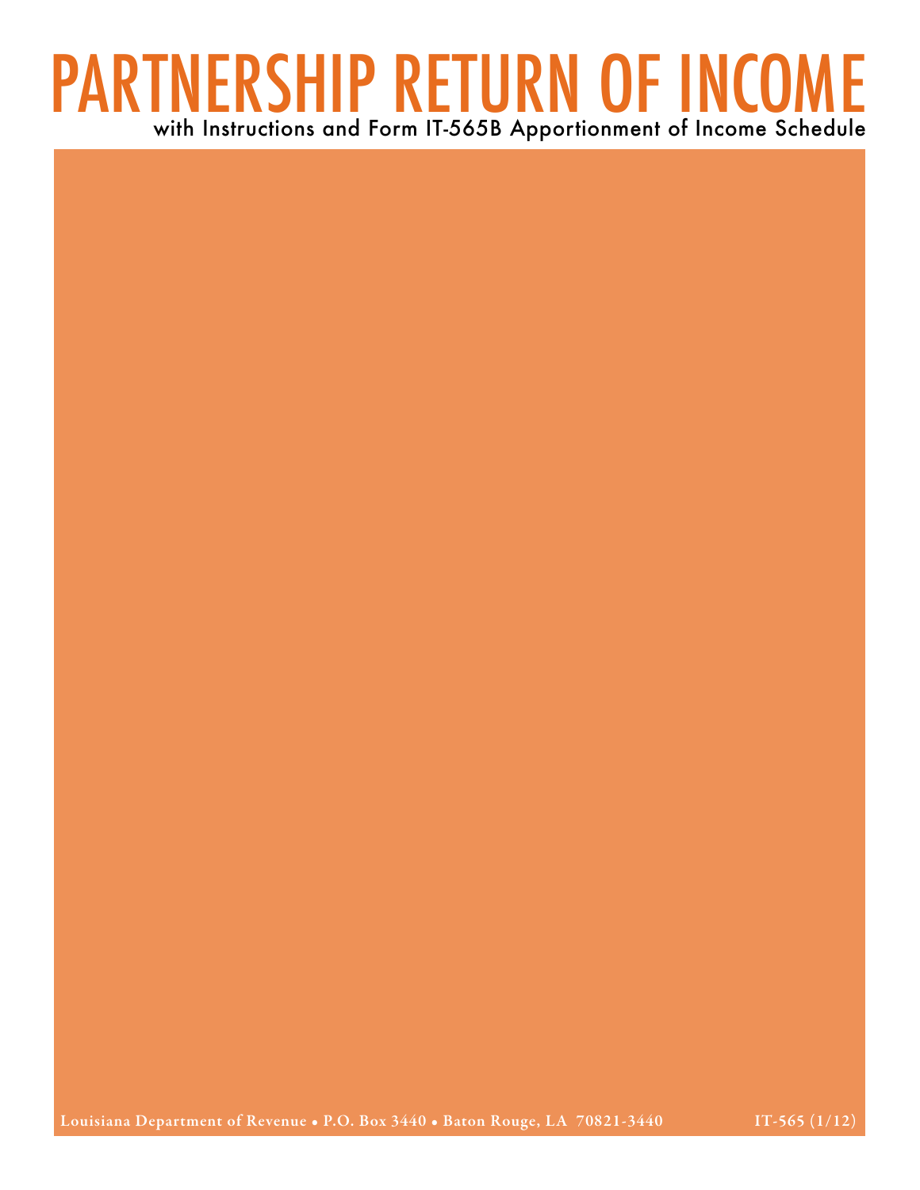# PARTNERSHIP RETURN OF INCOME

with Instructions and Form IT-565B Apportionment of Income Schedule

Louisiana Department of Revenue • P.O. Box 3440 • Baton Rouge, LA 70821-3440

IT-565 (1/12)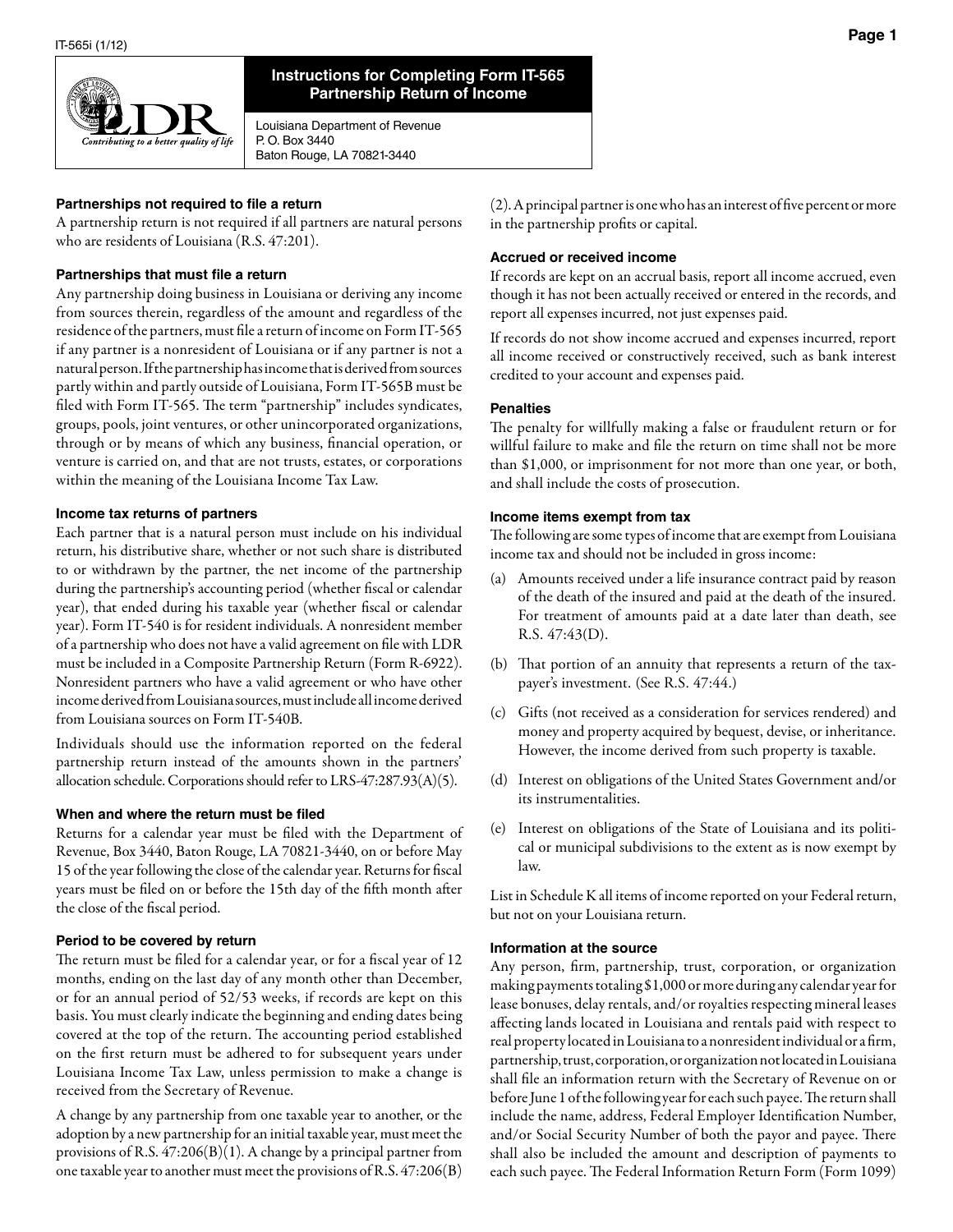# Instructions for Completing Form IT-565 Partnership Return of Income

Louisiana Department of Revenue
P. O. Box 3440
Baton Rouge, LA 70821-3440

### Partnerships not required to file a return

A partnership return is not required if all partners are natural persons who are residents of Louisiana (R.S. 47:201).

### Partnerships that must file a return

Any partnership doing business in Louisiana or deriving any income from sources therein, regardless of the amount and regardless of the residence of the partners, must file a return of income on Form IT-565 if any partner is a nonresident of Louisiana or if any partner is not a natural person. If the partnership has income that is derived from sources partly within and partly outside of Louisiana, Form IT-565B must be filed with Form IT-565. The term "partnership" includes syndicates, groups, pools, joint ventures, or other unincorporated organizations, through or by means of which any business, financial operation, or venture is carried on, and that are not trusts, estates, or corporations within the meaning of the Louisiana Income Tax Law.

### Income tax returns of partners

Each partner that is a natural person must include on his individual return, his distributive share, whether or not such share is distributed to or withdrawn by the partner, the net income of the partnership during the partnership's accounting period (whether fiscal or calendar year), that ended during his taxable year (whether fiscal or calendar year). Form IT-540 is for resident individuals. A nonresident member of a partnership who does not have a valid agreement on file with LDR must be included in a Composite Partnership Return (Form R-6922). Nonresident partners who have a valid agreement or who have other income derived from Louisiana sources, must include all income derived from Louisiana sources on Form IT-540B.

Individuals should use the information reported on the federal partnership return instead of the amounts shown in the partners' allocation schedule. Corporations should refer to LRS-47:287.93(A)(5).

### When and where the return must be filed

Returns for a calendar year must be filed with the Department of Revenue, Box 3440, Baton Rouge, LA 70821-3440, on or before May 15 of the year following the close of the calendar year. Returns for fiscal years must be filed on or before the 15th day of the fifth month after the close of the fiscal period.

### Period to be covered by return

The return must be filed for a calendar year, or for a fiscal year of 12 months, ending on the last day of any month other than December, or for an annual period of 52/53 weeks, if records are kept on this basis. You must clearly indicate the beginning and ending dates being covered at the top of the return. The accounting period established on the first return must be adhered to for subsequent years under Louisiana Income Tax Law, unless permission to make a change is received from the Secretary of Revenue.

A change by any partnership from one taxable year to another, or the adoption by a new partnership for an initial taxable year, must meet the provisions of R.S. 47:206(B)(1). A change by a principal partner from one taxable year to another must meet the provisions of R.S. 47:206(B)(2). A principal partner is one who has an interest of five percent or more in the partnership profits or capital.

### Accrued or received income

If records are kept on an accrual basis, report all income accrued, even though it has not been actually received or entered in the records, and report all expenses incurred, not just expenses paid.

If records do not show income accrued and expenses incurred, report all income received or constructively received, such as bank interest credited to your account and expenses paid.

### Penalties

The penalty for willfully making a false or fraudulent return or for willful failure to make and file the return on time shall not be more than $1,000, or imprisonment for not more than one year, or both, and shall include the costs of prosecution.

### Income items exempt from tax

The following are some types of income that are exempt from Louisiana income tax and should not be included in gross income:

(a) Amounts received under a life insurance contract paid by reason of the death of the insured and paid at the death of the insured. For treatment of amounts paid at a date later than death, see R.S. 47:43(D).

(b) That portion of an annuity that represents a return of the taxpayer's investment. (See R.S. 47:44.)

(c) Gifts (not received as a consideration for services rendered) and money and property acquired by bequest, devise, or inheritance. However, the income derived from such property is taxable.

(d) Interest on obligations of the United States Government and/or its instrumentalities.

(e) Interest on obligations of the State of Louisiana and its political or municipal subdivisions to the extent as is now exempt by law.

List in Schedule K all items of income reported on your Federal return, but not on your Louisiana return.

### Information at the source

Any person, firm, partnership, trust, corporation, or organization making payments totaling $1,000 or more during any calendar year for lease bonuses, delay rentals, and/or royalties respecting mineral leases affecting lands located in Louisiana and rentals paid with respect to real property located in Louisiana to a nonresident individual or a firm, partnership, trust, corporation, or organization not located in Louisiana shall file an information return with the Secretary of Revenue on or before June 1 of the following year for each such payee. The return shall include the name, address, Federal Employer Identification Number, and/or Social Security Number of both the payor and payee. There shall also be included the amount and description of payments to each such payee. The Federal Information Return Form (Form 1099)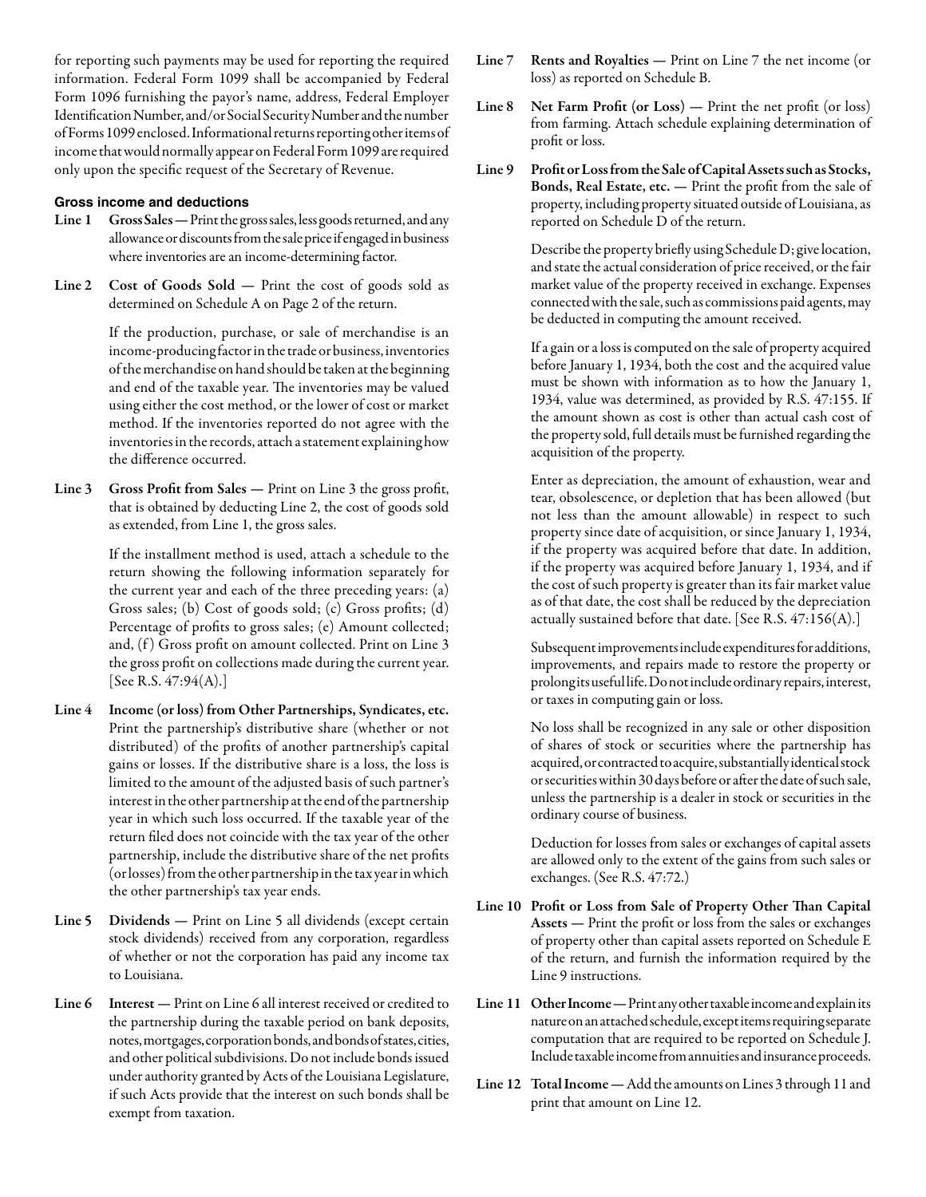for reporting such payments may be used for reporting the required information. Federal Form 1099 shall be accompanied by Federal Form 1096 furnishing the payor's name, address, Federal Employer Identification Number, and/or Social Security Number and the number of Forms 1099 enclosed. Informational returns reporting other items of income that would normally appear on Federal Form 1099 are required only upon the specific request of the Secretary of Revenue.

### Gross income and deductions

**Line 1 Gross Sales** — Print the gross sales, less goods returned, and any allowance or discounts from the sale price if engaged in business where inventories are an income-determining factor.

**Line 2 Cost of Goods Sold** — Print the cost of goods sold as determined on Schedule A on Page 2 of the return.

If the production, purchase, or sale of merchandise is an income-producing factor in the trade or business, inventories of the merchandise on hand should be taken at the beginning and end of the taxable year. The inventories may be valued using either the cost method, or the lower of cost or market method. If the inventories reported do not agree with the inventories in the records, attach a statement explaining how the difference occurred.

**Line 3 Gross Profit from Sales** — Print on Line 3 the gross profit, that is obtained by deducting Line 2, the cost of goods sold as extended, from Line 1, the gross sales.

If the installment method is used, attach a schedule to the return showing the following information separately for the current year and each of the three preceding years: (a) Gross sales; (b) Cost of goods sold; (c) Gross profits; (d) Percentage of profits to gross sales; (e) Amount collected; and, (f) Gross profit on amount collected. Print on Line 3 the gross profit on collections made during the current year. [See R.S. 47:94(A).]

**Line 4 Income (or loss) from Other Partnerships, Syndicates, etc.** Print the partnership's distributive share (whether or not distributed) of the profits of another partnership's capital gains or losses. If the distributive share is a loss, the loss is limited to the amount of the adjusted basis of such partner's interest in the other partnership at the end of the partnership year in which such loss occurred. If the taxable year of the return filed does not coincide with the tax year of the other partnership, include the distributive share of the net profits (or losses) from the other partnership in the tax year in which the other partnership's tax year ends.

**Line 5 Dividends** — Print on Line 5 all dividends (except certain stock dividends) received from any corporation, regardless of whether or not the corporation has paid any income tax to Louisiana.

**Line 6 Interest** — Print on Line 6 all interest received or credited to the partnership during the taxable period on bank deposits, notes, mortgages, corporation bonds, and bonds of states, cities, and other political subdivisions. Do not include bonds issued under authority granted by Acts of the Louisiana Legislature, if such Acts provide that the interest on such bonds shall be exempt from taxation.

**Line 7 Rents and Royalties** — Print on Line 7 the net income (or loss) as reported on Schedule B.

**Line 8 Net Farm Profit (or Loss)** — Print the net profit (or loss) from farming. Attach schedule explaining determination of profit or loss.

**Line 9 Profit or Loss from the Sale of Capital Assets such as Stocks, Bonds, Real Estate, etc.** — Print the profit from the sale of property, including property situated outside of Louisiana, as reported on Schedule D of the return.

Describe the property briefly using Schedule D; give location, and state the actual consideration of price received, or the fair market value of the property received in exchange. Expenses connected with the sale, such as commissions paid agents, may be deducted in computing the amount received.

If a gain or a loss is computed on the sale of property acquired before January 1, 1934, both the cost and the acquired value must be shown with information as to how the January 1, 1934, value was determined, as provided by R.S. 47:155. If the amount shown as cost is other than actual cash cost of the property sold, full details must be furnished regarding the acquisition of the property.

Enter as depreciation, the amount of exhaustion, wear and tear, obsolescence, or depletion that has been allowed (but not less than the amount allowable) in respect to such property since date of acquisition, or since January 1, 1934, if the property was acquired before that date. In addition, if the property was acquired before January 1, 1934, and if the cost of such property is greater than its fair market value as of that date, the cost shall be reduced by the depreciation actually sustained before that date. [See R.S. 47:156(A).]

Subsequent improvements include expenditures for additions, improvements, and repairs made to restore the property or prolong its useful life. Do not include ordinary repairs, interest, or taxes in computing gain or loss.

No loss shall be recognized in any sale or other disposition of shares of stock or securities where the partnership has acquired, or contracted to acquire, substantially identical stock or securities within 30 days before or after the date of such sale, unless the partnership is a dealer in stock or securities in the ordinary course of business.

Deduction for losses from sales or exchanges of capital assets are allowed only to the extent of the gains from such sales or exchanges. (See R.S. 47:72.)

**Line 10 Profit or Loss from Sale of Property Other Than Capital Assets** — Print the profit or loss from the sales or exchanges of property other than capital assets reported on Schedule E of the return, and furnish the information required by the Line 9 instructions.

**Line 11 Other Income** — Print any other taxable income and explain its nature on an attached schedule, except items requiring separate computation that are required to be reported on Schedule J. Include taxable income from annuities and insurance proceeds.

**Line 12 Total Income** — Add the amounts on Lines 3 through 11 and print that amount on Line 12.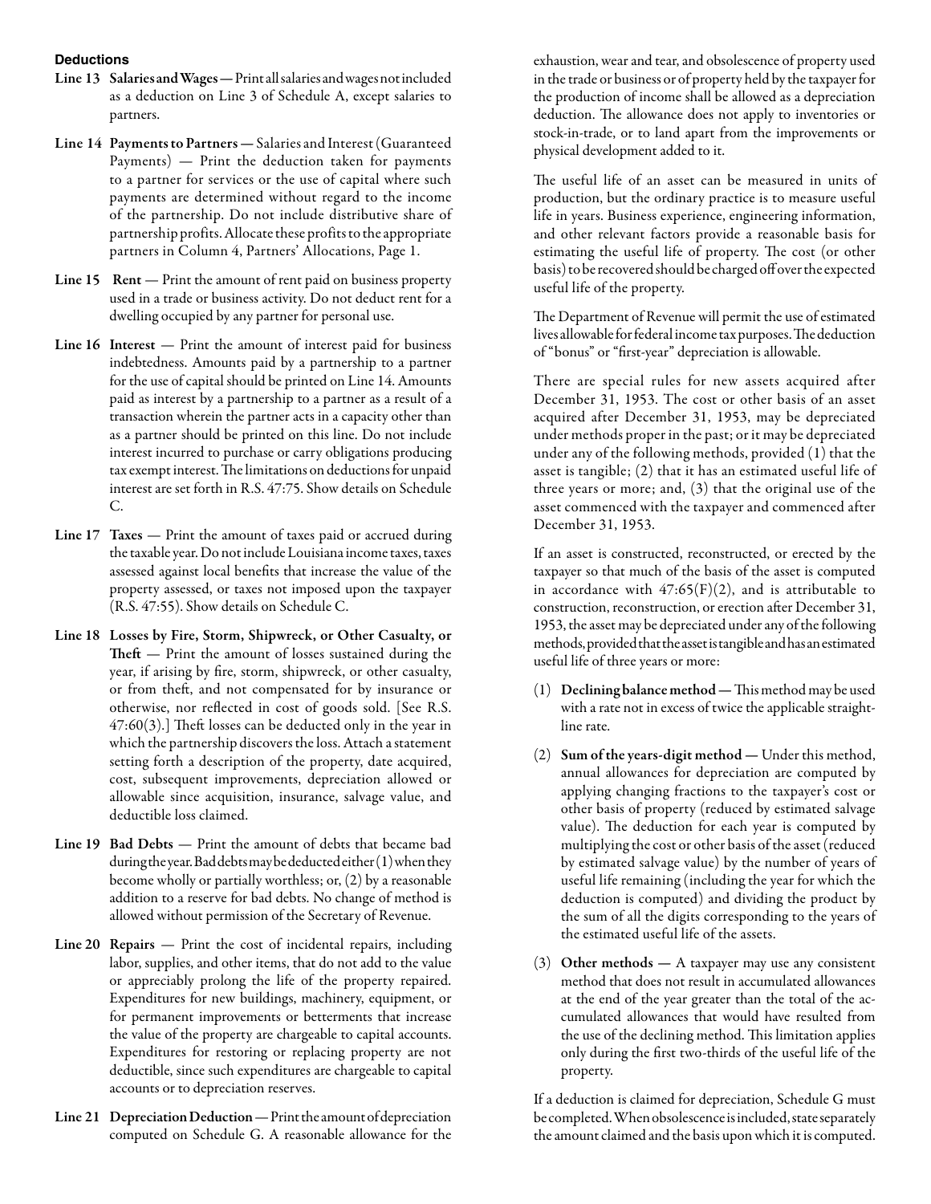### Deductions

**Line 13 Salaries and Wages —** Print all salaries and wages not included as a deduction on Line 3 of Schedule A, except salaries to partners.

**Line 14 Payments to Partners —** Salaries and Interest (Guaranteed Payments) — Print the deduction taken for payments to a partner for services or the use of capital where such payments are determined without regard to the income of the partnership. Do not include distributive share of partnership profits. Allocate these profits to the appropriate partners in Column 4, Partners' Allocations, Page 1.

**Line 15 Rent —** Print the amount of rent paid on business property used in a trade or business activity. Do not deduct rent for a dwelling occupied by any partner for personal use.

**Line 16 Interest —** Print the amount of interest paid for business indebtedness. Amounts paid by a partnership to a partner for the use of capital should be printed on Line 14. Amounts paid as interest by a partnership to a partner as a result of a transaction wherein the partner acts in a capacity other than as a partner should be printed on this line. Do not include interest incurred to purchase or carry obligations producing tax exempt interest. The limitations on deductions for unpaid interest are set forth in R.S. 47:75. Show details on Schedule C.

**Line 17 Taxes —** Print the amount of taxes paid or accrued during the taxable year. Do not include Louisiana income taxes, taxes assessed against local benefits that increase the value of the property assessed, or taxes not imposed upon the taxpayer (R.S. 47:55). Show details on Schedule C.

**Line 18 Losses by Fire, Storm, Shipwreck, or Other Casualty, or Theft —** Print the amount of losses sustained during the year, if arising by fire, storm, shipwreck, or other casualty, or from theft, and not compensated for by insurance or otherwise, nor reflected in cost of goods sold. [See R.S. 47:60(3).] Theft losses can be deducted only in the year in which the partnership discovers the loss. Attach a statement setting forth a description of the property, date acquired, cost, subsequent improvements, depreciation allowed or allowable since acquisition, insurance, salvage value, and deductible loss claimed.

**Line 19 Bad Debts —** Print the amount of debts that became bad during the year. Bad debts may be deducted either (1) when they become wholly or partially worthless; or, (2) by a reasonable addition to a reserve for bad debts. No change of method is allowed without permission of the Secretary of Revenue.

**Line 20 Repairs —** Print the cost of incidental repairs, including labor, supplies, and other items, that do not add to the value or appreciably prolong the life of the property repaired. Expenditures for new buildings, machinery, equipment, or for permanent improvements or betterments that increase the value of the property are chargeable to capital accounts. Expenditures for restoring or replacing property are not deductible, since such expenditures are chargeable to capital accounts or to depreciation reserves.

**Line 21 Depreciation Deduction —** Print the amount of depreciation computed on Schedule G. A reasonable allowance for the exhaustion, wear and tear, and obsolescence of property used in the trade or business or of property held by the taxpayer for the production of income shall be allowed as a depreciation deduction. The allowance does not apply to inventories or stock-in-trade, or to land apart from the improvements or physical development added to it.

The useful life of an asset can be measured in units of production, but the ordinary practice is to measure useful life in years. Business experience, engineering information, and other relevant factors provide a reasonable basis for estimating the useful life of property. The cost (or other basis) to be recovered should be charged off over the expected useful life of the property.

The Department of Revenue will permit the use of estimated lives allowable for federal income tax purposes. The deduction of "bonus" or "first-year" depreciation is allowable.

There are special rules for new assets acquired after December 31, 1953. The cost or other basis of an asset acquired after December 31, 1953, may be depreciated under methods proper in the past; or it may be depreciated under any of the following methods, provided (1) that the asset is tangible; (2) that it has an estimated useful life of three years or more; and, (3) that the original use of the asset commenced with the taxpayer and commenced after December 31, 1953.

If an asset is constructed, reconstructed, or erected by the taxpayer so that much of the basis of the asset is computed in accordance with 47:65(F)(2), and is attributable to construction, reconstruction, or erection after December 31, 1953, the asset may be depreciated under any of the following methods, provided that the asset is tangible and has an estimated useful life of three years or more:

(1) **Declining balance method —** This method may be used with a rate not in excess of twice the applicable straight-line rate.

(2) **Sum of the years-digit method —** Under this method, annual allowances for depreciation are computed by applying changing fractions to the taxpayer's cost or other basis of property (reduced by estimated salvage value). The deduction for each year is computed by multiplying the cost or other basis of the asset (reduced by estimated salvage value) by the number of years of useful life remaining (including the year for which the deduction is computed) and dividing the product by the sum of all the digits corresponding to the years of the estimated useful life of the assets.

(3) **Other methods —** A taxpayer may use any consistent method that does not result in accumulated allowances at the end of the year greater than the total of the accumulated allowances that would have resulted from the use of the declining method. This limitation applies only during the first two-thirds of the useful life of the property.

If a deduction is claimed for depreciation, Schedule G must be completed. When obsolescence is included, state separately the amount claimed and the basis upon which it is computed.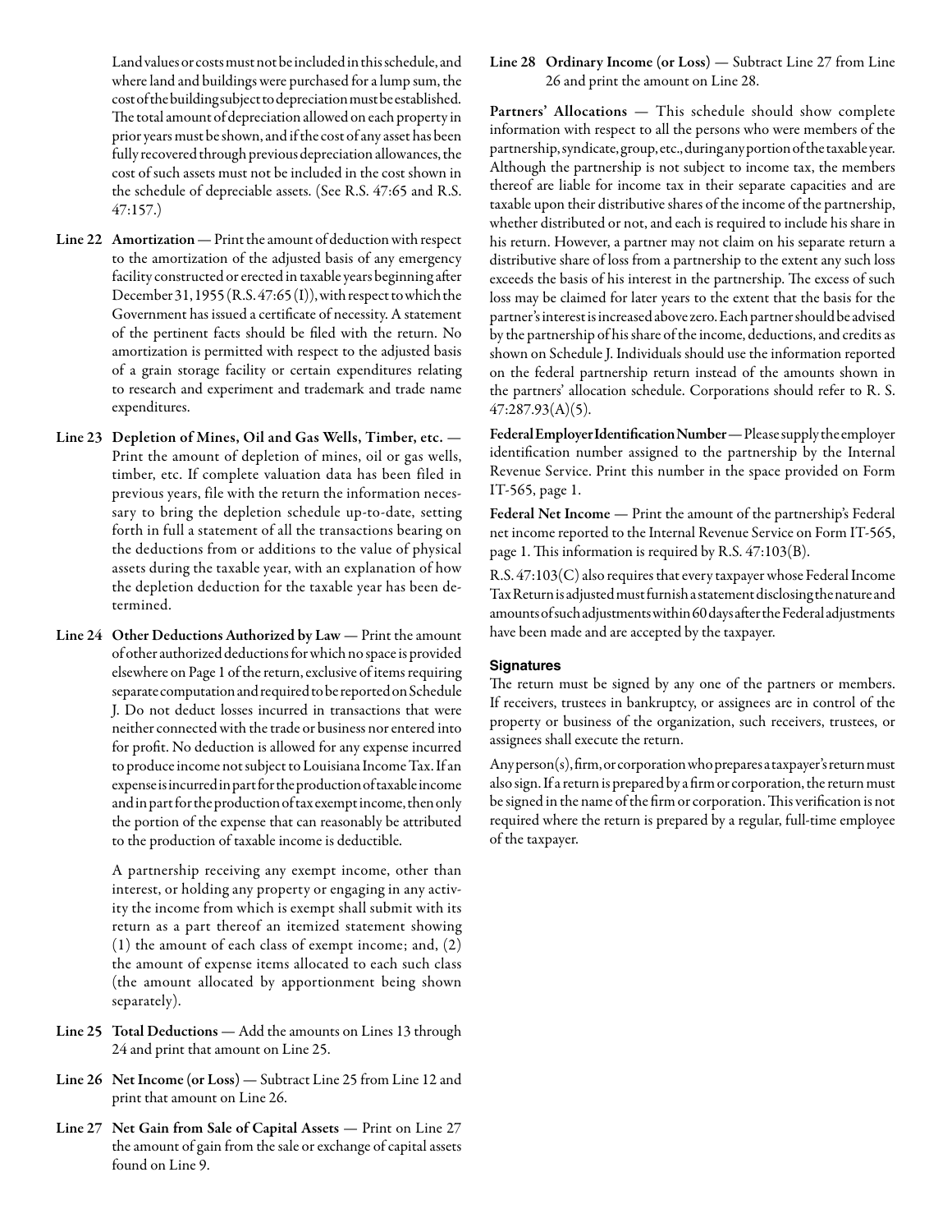Land values or costs must not be included in this schedule, and where land and buildings were purchased for a lump sum, the cost of the building subject to depreciation must be established. The total amount of depreciation allowed on each property in prior years must be shown, and if the cost of any asset has been fully recovered through previous depreciation allowances, the cost of such assets must not be included in the cost shown in the schedule of depreciable assets. (See R.S. 47:65 and R.S. 47:157.)

**Line 22 Amortization** — Print the amount of deduction with respect to the amortization of the adjusted basis of any emergency facility constructed or erected in taxable years beginning after December 31, 1955 (R.S. 47:65 (I)), with respect to which the Government has issued a certificate of necessity. A statement of the pertinent facts should be filed with the return. No amortization is permitted with respect to the adjusted basis of a grain storage facility or certain expenditures relating to research and experiment and trademark and trade name expenditures.

**Line 23 Depletion of Mines, Oil and Gas Wells, Timber, etc.** — Print the amount of depletion of mines, oil or gas wells, timber, etc. If complete valuation data has been filed in previous years, file with the return the information necessary to bring the depletion schedule up-to-date, setting forth in full a statement of all the transactions bearing on the deductions from or additions to the value of physical assets during the taxable year, with an explanation of how the depletion deduction for the taxable year has been determined.

**Line 24 Other Deductions Authorized by Law** — Print the amount of other authorized deductions for which no space is provided elsewhere on Page 1 of the return, exclusive of items requiring separate computation and required to be reported on Schedule J. Do not deduct losses incurred in transactions that were neither connected with the trade or business nor entered into for profit. No deduction is allowed for any expense incurred to produce income not subject to Louisiana Income Tax. If an expense is incurred in part for the production of taxable income and in part for the production of tax exempt income, then only the portion of the expense that can reasonably be attributed to the production of taxable income is deductible.

A partnership receiving any exempt income, other than interest, or holding any property or engaging in any activity the income from which is exempt shall submit with its return as a part thereof an itemized statement showing (1) the amount of each class of exempt income; and, (2) the amount of expense items allocated to each such class (the amount allocated by apportionment being shown separately).

**Line 25 Total Deductions** — Add the amounts on Lines 13 through 24 and print that amount on Line 25.

**Line 26 Net Income (or Loss)** — Subtract Line 25 from Line 12 and print that amount on Line 26.

**Line 27 Net Gain from Sale of Capital Assets** — Print on Line 27 the amount of gain from the sale or exchange of capital assets found on Line 9.

**Line 28 Ordinary Income (or Loss)** — Subtract Line 27 from Line 26 and print the amount on Line 28.

**Partners' Allocations** — This schedule should show complete information with respect to all the persons who were members of the partnership, syndicate, group, etc., during any portion of the taxable year. Although the partnership is not subject to income tax, the members thereof are liable for income tax in their separate capacities and are taxable upon their distributive shares of the income of the partnership, whether distributed or not, and each is required to include his share in his return. However, a partner may not claim on his separate return a distributive share of loss from a partnership to the extent any such loss exceeds the basis of his interest in the partnership. The excess of such loss may be claimed for later years to the extent that the basis for the partner's interest is increased above zero. Each partner should be advised by the partnership of his share of the income, deductions, and credits as shown on Schedule J. Individuals should use the information reported on the federal partnership return instead of the amounts shown in the partners' allocation schedule. Corporations should refer to R. S. 47:287.93(A)(5).

**Federal Employer Identification Number** — Please supply the employer identification number assigned to the partnership by the Internal Revenue Service. Print this number in the space provided on Form IT-565, page 1.

**Federal Net Income** — Print the amount of the partnership's Federal net income reported to the Internal Revenue Service on Form IT-565, page 1. This information is required by R.S. 47:103(B).

R.S. 47:103(C) also requires that every taxpayer whose Federal Income Tax Return is adjusted must furnish a statement disclosing the nature and amounts of such adjustments within 60 days after the Federal adjustments have been made and are accepted by the taxpayer.

### Signatures

The return must be signed by any one of the partners or members. If receivers, trustees in bankruptcy, or assignees are in control of the property or business of the organization, such receivers, trustees, or assignees shall execute the return.

Any person(s), firm, or corporation who prepares a taxpayer's return must also sign. If a return is prepared by a firm or corporation, the return must be signed in the name of the firm or corporation. This verification is not required where the return is prepared by a regular, full-time employee of the taxpayer.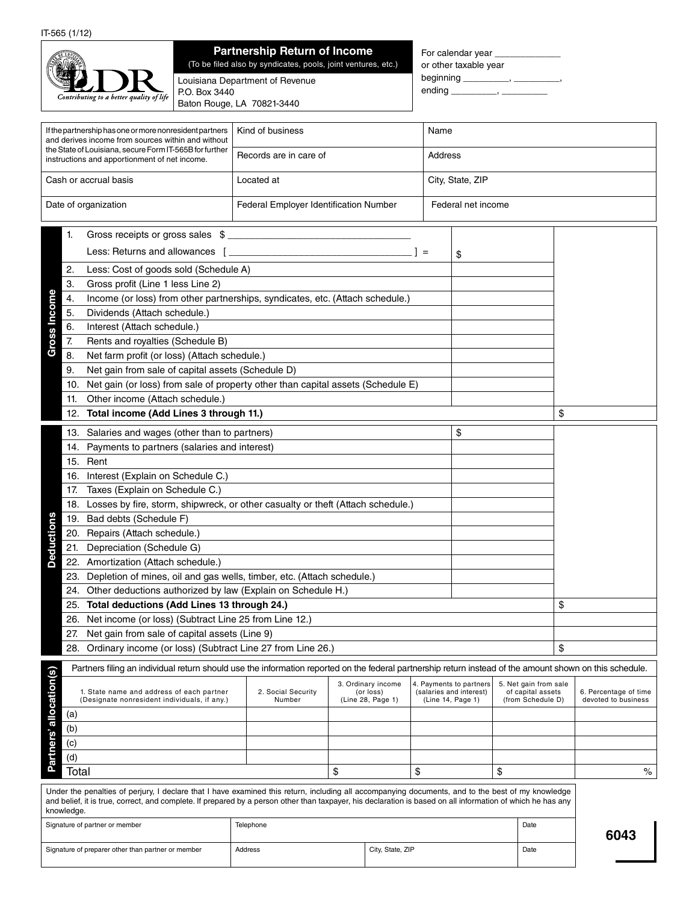IT-565 (1/12)

LDR
*Contributing to a better quality of life*

## Partnership Return of Income

(To be filed also by syndicates, pools, joint ventures, etc.)

Louisiana Department of Revenue
P.O. Box 3440
Baton Rouge, LA 70821-3440

For calendar year _____________
or other taxable year
beginning _________, _________,
ending _________, _________

| | | |
|---|---|---|
| If the partnership has one or more nonresident partners and derives income from sources within and without the State of Louisiana, secure Form IT-565B for further instructions and apportionment of net income. | Kind of business | Name |
| | Records are in care of | Address |
| Cash or accrual basis | Located at | City, State, ZIP |
| Date of organization | Federal Employer Identification Number | Federal net income |

### Gross Income

| | | | |
|---|---|---|---|
| 1. | Gross receipts or gross sales $ _______________ Less: Returns and allowances [ _______________ ] = | $ | |
| 2. | Less: Cost of goods sold (Schedule A) | | |
| 3. | Gross profit (Line 1 less Line 2) | | |
| 4. | Income (or loss) from other partnerships, syndicates, etc. (Attach schedule.) | | |
| 5. | Dividends (Attach schedule.) | | |
| 6. | Interest (Attach schedule.) | | |
| 7. | Rents and royalties (Schedule B) | | |
| 8. | Net farm profit (or loss) (Attach schedule.) | | |
| 9. | Net gain from sale of capital assets (Schedule D) | | |
| 10. | Net gain (or loss) from sale of property other than capital assets (Schedule E) | | |
| 11. | Other income (Attach schedule.) | | |
| 12. | **Total income (Add Lines 3 through 11.)** | | $ |

### Deductions

| | | | |
|---|---|---|---|
| 13. | Salaries and wages (other than to partners) | $ | |
| 14. | Payments to partners (salaries and interest) | | |
| 15. | Rent | | |
| 16. | Interest (Explain on Schedule C.) | | |
| 17. | Taxes (Explain on Schedule C.) | | |
| 18. | Losses by fire, storm, shipwreck, or other casualty or theft (Attach schedule.) | | |
| 19. | Bad debts (Schedule F) | | |
| 20. | Repairs (Attach schedule.) | | |
| 21. | Depreciation (Schedule G) | | |
| 22. | Amortization (Attach schedule.) | | |
| 23. | Depletion of mines, oil and gas wells, timber, etc. (Attach schedule.) | | |
| 24. | Other deductions authorized by law (Explain on Schedule H.) | | |
| 25. | **Total deductions (Add Lines 13 through 24.)** | | $ |
| 26. | Net income (or loss) (Subtract Line 25 from Line 12.) | | |
| 27. | Net gain from sale of capital assets (Line 9) | | |
| 28. | Ordinary income (or loss) (Subtract Line 27 from Line 26.) | | $ |

### Partners' allocation(s)

Partners filing an individual return should use the information reported on the federal partnership return instead of the amount shown on this schedule.

| 1. State name and address of each partner (Designate nonresident individuals, if any.) | 2. Social Security Number | 3. Ordinary income (or loss) (Line 28, Page 1) | 4. Payments to partners (salaries and interest) (Line 14, Page 1) | 5. Net gain from sale of capital assets (from Schedule D) | 6. Percentage of time devoted to business |
|---|---|---|---|---|---|
| (a) | | | | | |
| (b) | | | | | |
| (c) | | | | | |
| (d) | | | | | |
| Total | | $ | $ | $ | % |

Under the penalties of perjury, I declare that I have examined this return, including all accompanying documents, and to the best of my knowledge and belief, it is true, correct, and complete. If prepared by a person other than taxpayer, his declaration is based on all information of which he has any knowledge.

| | | | |
|---|---|---|---|
| Signature of partner or member | Telephone | | Date |
| Signature of preparer other than partner or member | Address | City, State, ZIP | Date |

6043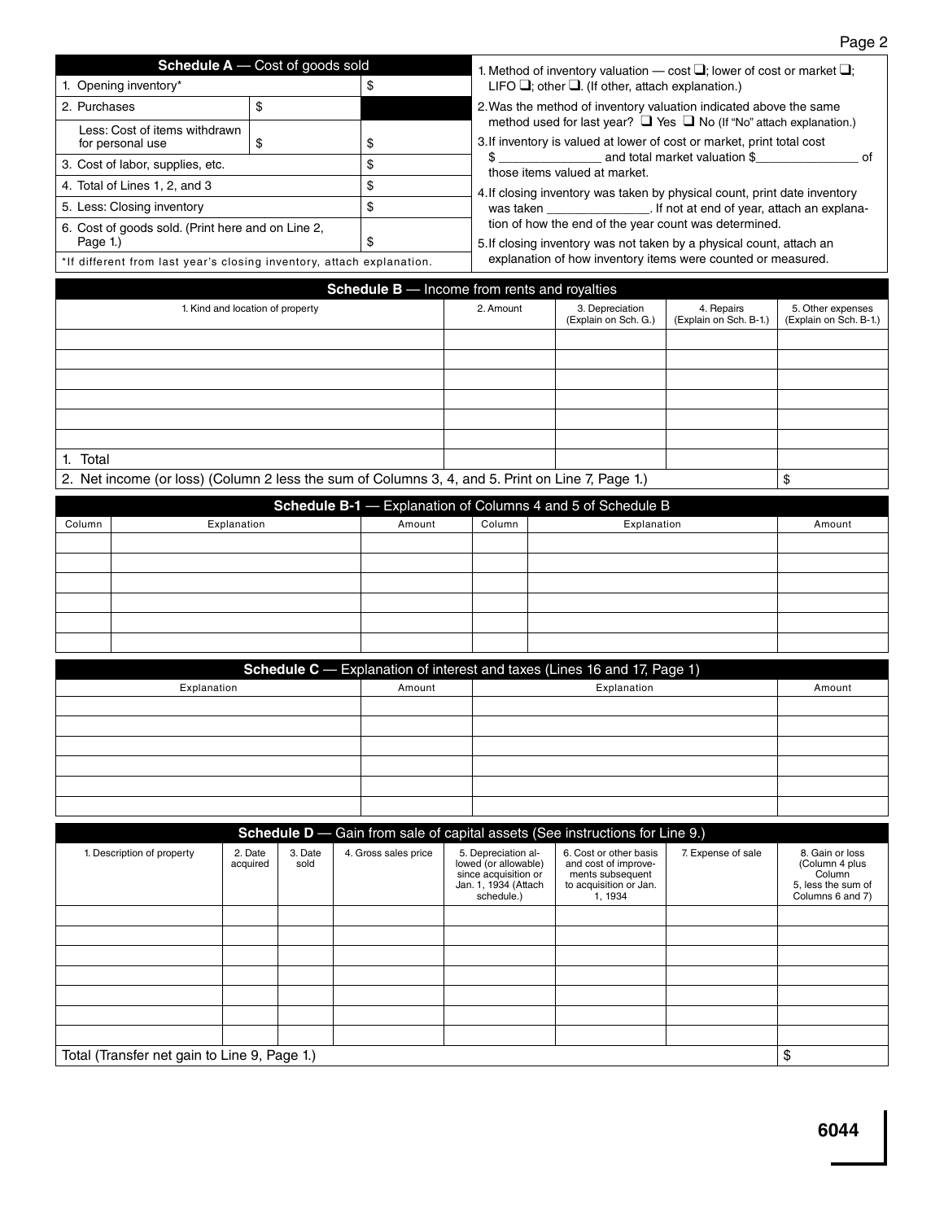### Schedule A — Cost of goods sold

| | | |
|---|---|---|
| 1. Opening inventory* | | $ |
| 2. Purchases | $ | |
| Less: Cost of items withdrawn for personal use | $ | $ |
| 3. Cost of labor, supplies, etc. | | $ |
| 4. Total of Lines 1, 2, and 3 | | $ |
| 5. Less: Closing inventory | | $ |
| 6. Cost of goods sold. (Print here and on Line 2, Page 1.) | | $ |

*If different from last year's closing inventory, attach explanation.

1. Method of inventory valuation — cost ❑; lower of cost or market ❑; LIFO ❑; other ❑. (If other, attach explanation.)
2. Was the method of inventory valuation indicated above the same method used for last year? ❑ Yes ❑ No (If "No" attach explanation.)
3. If inventory is valued at lower of cost or market, print total cost $ _______________ and total market valuation $_______________ of those items valued at market.
4. If closing inventory was taken by physical count, print date inventory was taken _______________. If not at end of year, attach an explanation of how the end of the year count was determined.
5. If closing inventory was not taken by a physical count, attach an explanation of how inventory items were counted or measured.

### Schedule B — Income from rents and royalties

| 1. Kind and location of property | 2. Amount | 3. Depreciation (Explain on Sch. G.) | 4. Repairs (Explain on Sch. B-1.) | 5. Other expenses (Explain on Sch. B-1.) |
|---|---|---|---|---|
| | | | | |
| | | | | |
| | | | | |
| | | | | |
| | | | | |
| | | | | |
| 1. Total | | | | |
| 2. Net income (or loss) (Column 2 less the sum of Columns 3, 4, and 5. Print on Line 7, Page 1.) | | | | $ |

### Schedule B-1 — Explanation of Columns 4 and 5 of Schedule B

| Column | Explanation | Amount | Column | Explanation | Amount |
|---|---|---|---|---|---|
| | | | | | |
| | | | | | |
| | | | | | |
| | | | | | |
| | | | | | |
| | | | | | |

### Schedule C — Explanation of interest and taxes (Lines 16 and 17, Page 1)

| Explanation | Amount | Explanation | Amount |
|---|---|---|---|
| | | | |
| | | | |
| | | | |
| | | | |
| | | | |
| | | | |

### Schedule D — Gain from sale of capital assets (See instructions for Line 9.)

| 1. Description of property | 2. Date acquired | 3. Date sold | 4. Gross sales price | 5. Depreciation allowed (or allowable) since acquisition or Jan. 1, 1934 (Attach schedule.) | 6. Cost or other basis and cost of improvements subsequent to acquisition or Jan. 1, 1934 | 7. Expense of sale | 8. Gain or loss (Column 4 plus Column 5, less the sum of Columns 6 and 7) |
|---|---|---|---|---|---|---|---|
| | | | | | | | |
| | | | | | | | |
| | | | | | | | |
| | | | | | | | |
| | | | | | | | |
| | | | | | | | |
| | | | | | | | |
| Total (Transfer net gain to Line 9, Page 1.) | | | | | | | $ |

6044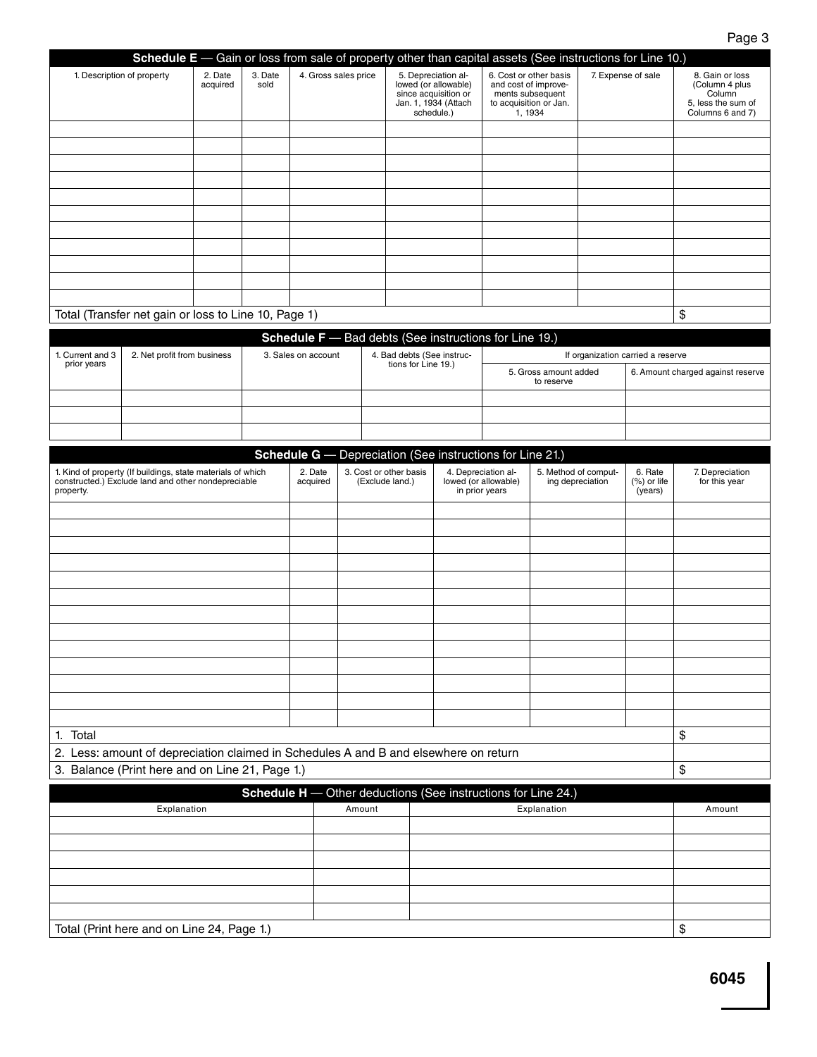## Schedule E — Gain or loss from sale of property other than capital assets (See instructions for Line 10.)

| 1. Description of property | 2. Date acquired | 3. Date sold | 4. Gross sales price | 5. Depreciation allowed (or allowable) since acquisition or Jan. 1, 1934 (Attach schedule.) | 6. Cost or other basis and cost of improvements subsequent to acquisition or Jan. 1, 1934 | 7. Expense of sale | 8. Gain or loss (Column 4 plus Column 5, less the sum of Columns 6 and 7) |
|---|---|---|---|---|---|---|---|
| | | | | | | | |
| | | | | | | | |
| | | | | | | | |
| | | | | | | | |
| | | | | | | | |
| | | | | | | | |
| | | | | | | | |
| | | | | | | | |
| | | | | | | | |
| | | | | | | | |
| | | | | | | | |
| Total (Transfer net gain or loss to Line 10, Page 1) | | | | | | | $ |

## Schedule F — Bad debts (See instructions for Line 19.)

| 1. Current and 3 prior years | 2. Net profit from business | 3. Sales on account | 4. Bad debts (See instructions for Line 19.) | If organization carried a reserve | |
|---|---|---|---|---|---|
| | | | | 5. Gross amount added to reserve | 6. Amount charged against reserve |
| | | | | | |
| | | | | | |
| | | | | | |

## Schedule G — Depreciation (See instructions for Line 21.)

| 1. Kind of property (If buildings, state materials of which constructed.) Exclude land and other nondepreciable property. | 2. Date acquired | 3. Cost or other basis (Exclude land.) | 4. Depreciation allowed (or allowable) in prior years | 5. Method of computing depreciation | 6. Rate (%) or life (years) | 7. Depreciation for this year |
|---|---|---|---|---|---|---|
| | | | | | | |
| | | | | | | |
| | | | | | | |
| | | | | | | |
| | | | | | | |
| | | | | | | |
| | | | | | | |
| | | | | | | |
| | | | | | | |
| | | | | | | |
| | | | | | | |
| | | | | | | |
| | | | | | | |
| 1. Total | | | | | | $ |
| 2. Less: amount of depreciation claimed in Schedules A and B and elsewhere on return | | | | | | |
| 3. Balance (Print here and on Line 21, Page 1.) | | | | | | $ |

## Schedule H — Other deductions (See instructions for Line 24.)

| Explanation | Amount | Explanation | Amount |
|---|---|---|---|
| | | | |
| | | | |
| | | | |
| | | | |
| | | | |
| | | | |
| Total (Print here and on Line 24, Page 1.) | | | $ |

6045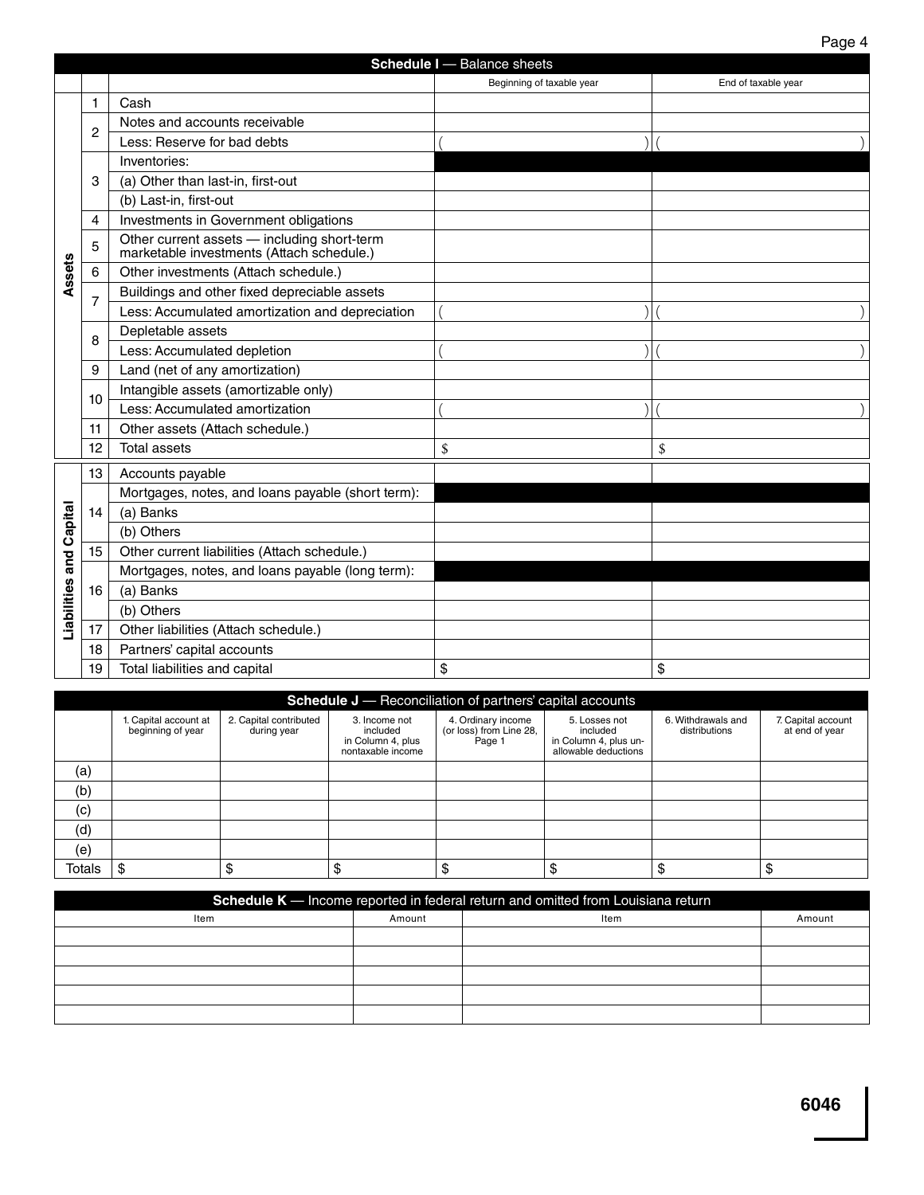## Schedule I — Balance sheets

| | | | Beginning of taxable year | End of taxable year |
|---|---|---|---|---|
| Assets | 1 | Cash | | |
| | 2 | Notes and accounts receivable | | |
| | | Less: Reserve for bad debts | ( ) | ( ) |
| | 3 | Inventories: | | |
| | | (a) Other than last-in, first-out | | |
| | | (b) Last-in, first-out | | |
| | 4 | Investments in Government obligations | | |
| | 5 | Other current assets — including short-term marketable investments (Attach schedule.) | | |
| | 6 | Other investments (Attach schedule.) | | |
| | 7 | Buildings and other fixed depreciable assets | | |
| | | Less: Accumulated amortization and depreciation | ( ) | ( ) |
| | 8 | Depletable assets | | |
| | | Less: Accumulated depletion | ( ) | ( ) |
| | 9 | Land (net of any amortization) | | |
| | 10 | Intangible assets (amortizable only) | | |
| | | Less: Accumulated amortization | ( ) | ( ) |
| | 11 | Other assets (Attach schedule.) | | |
| | 12 | Total assets | $ | $ |
| Liabilities and Capital | 13 | Accounts payable | | |
| | 14 | Mortgages, notes, and loans payable (short term): | | |
| | | (a) Banks | | |
| | | (b) Others | | |
| | 15 | Other current liabilities (Attach schedule.) | | |
| | 16 | Mortgages, notes, and loans payable (long term): | | |
| | | (a) Banks | | |
| | | (b) Others | | |
| | 17 | Other liabilities (Attach schedule.) | | |
| | 18 | Partners' capital accounts | | |
| | 19 | Total liabilities and capital | $ | $ |

## Schedule J — Reconciliation of partners' capital accounts

| | 1. Capital account at beginning of year | 2. Capital contributed during year | 3. Income not included in Column 4, plus nontaxable income | 4. Ordinary income (or loss) from Line 28, Page 1 | 5. Losses not included in Column 4, plus unallowable deductions | 6. Withdrawals and distributions | 7. Capital account at end of year |
|---|---|---|---|---|---|---|---|
| (a) | | | | | | | |
| (b) | | | | | | | |
| (c) | | | | | | | |
| (d) | | | | | | | |
| (e) | | | | | | | |
| Totals | $ | $ | $ | $ | $ | $ | $ |

## Schedule K — Income reported in federal return and omitted from Louisiana return

| Item | Amount | Item | Amount |
|---|---|---|---|
| | | | |
| | | | |
| | | | |
| | | | |
| | | | |

6046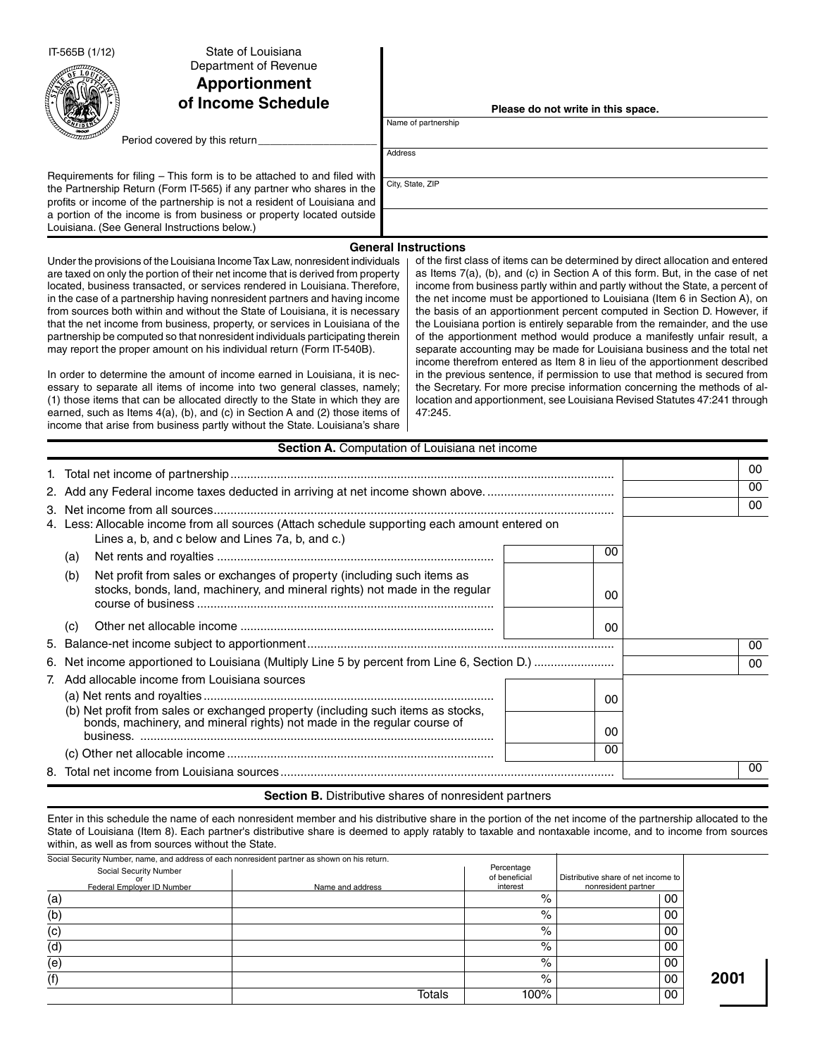IT-565B (1/12)

State of Louisiana
Department of Revenue

# Apportionment of Income Schedule

Period covered by this return ___________________

**Please do not write in this space.**

Name of partnership

Address

City, State, ZIP

Requirements for filing – This form is to be attached to and filed with the Partnership Return (Form IT-565) if any partner who shares in the profits or income of the partnership is not a resident of Louisiana and a portion of the income is from business or property located outside Louisiana. (See General Instructions below.)

## General Instructions

Under the provisions of the Louisiana Income Tax Law, nonresident individuals are taxed on only the portion of their net income that is derived from property located, business transacted, or services rendered in Louisiana. Therefore, in the case of a partnership having nonresident partners and having income from sources both within and without the State of Louisiana, it is necessary that the net income from business, property, or services in Louisiana of the partnership be computed so that nonresident individuals participating therein may report the proper amount on his individual return (Form IT-540B).

In order to determine the amount of income earned in Louisiana, it is necessary to separate all items of income into two general classes, namely; (1) those items that can be allocated directly to the State in which they are earned, such as Items 4(a), (b), and (c) in Section A and (2) those items of income that arise from business partly without the State. Louisiana's share of the first class of items can be determined by direct allocation and entered as Items 7(a), (b), and (c) in Section A of this form. But, in the case of net income from business partly within and partly without the State, a percent of the net income must be apportioned to Louisiana (Item 6 in Section A), on the basis of an apportionment percent computed in Section D. However, if the Louisiana portion is entirely separable from the remainder, and the use of the apportionment method would produce a manifestly unfair result, a separate accounting may be made for Louisiana business and the total net income therefrom entered as Item 8 in lieu of the apportionment described in the previous sentence, if permission to use that method is secured from the Secretary. For more precise information concerning the methods of allocation and apportionment, see Louisiana Revised Statutes 47:241 through 47:245.

## Section A. Computation of Louisiana net income

| | | |
|---|---|---|
| 1. Total net income of partnership | | 00 |
| 2. Add any Federal income taxes deducted in arriving at net income shown above. | | 00 |
| 3. Net income from all sources | | 00 |
| 4. Less: Allocable income from all sources (Attach schedule supporting each amount entered on Lines a, b, and c below and Lines 7a, b, and c.) | | |
| (a) Net rents and royalties | 00 | |
| (b) Net profit from sales or exchanges of property (including such items as stocks, bonds, land, machinery, and mineral rights) not made in the regular course of business | 00 | |
| (c) Other net allocable income | 00 | |
| 5. Balance-net income subject to apportionment | | 00 |
| 6. Net income apportioned to Louisiana (Multiply Line 5 by percent from Line 6, Section D.) | | 00 |
| 7. Add allocable income from Louisiana sources | | |
| (a) Net rents and royalties | 00 | |
| (b) Net profit from sales or exchanged property (including such items as stocks, bonds, machinery, and mineral rights) not made in the regular course of business. | 00 | |
| (c) Other net allocable income | 00 | |
| 8. Total net income from Louisiana sources | | 00 |

## Section B. Distributive shares of nonresident partners

Enter in this schedule the name of each nonresident member and his distributive share in the portion of the net income of the partnership allocated to the State of Louisiana (Item 8). Each partner's distributive share is deemed to apply ratably to taxable and nontaxable income, and to income from sources within, as well as from sources without the State.

Social Security Number, name, and address of each nonresident partner as shown on his return.

| Social Security Number or Federal Employer ID Number | Name and address | Percentage of beneficial interest | Distributive share of net income to nonresident partner |
|---|---|---|---|
| (a) | | % | 00 |
| (b) | | % | 00 |
| (c) | | % | 00 |
| (d) | | % | 00 |
| (e) | | % | 00 |
| (f) | | % | 00 |
| | Totals | 100% | 00 |

2001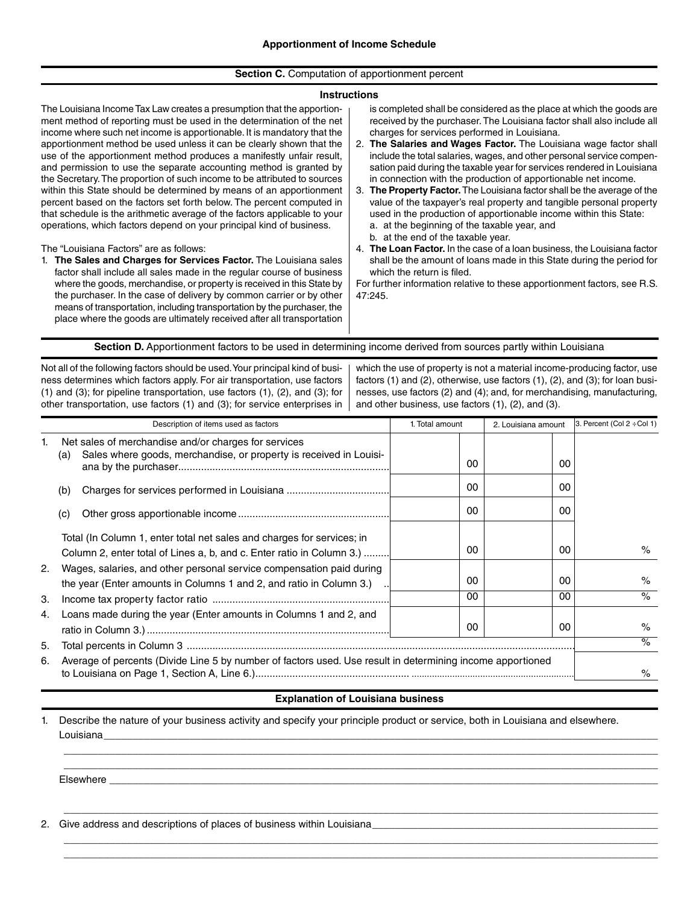## Apportionment of Income Schedule

### Section C. Computation of apportionment percent

**Instructions**

The Louisiana Income Tax Law creates a presumption that the apportionment method of reporting must be used in the determination of the net income where such net income is apportionable. It is mandatory that the apportionment method be used unless it can be clearly shown that the use of the apportionment method produces a manifestly unfair result, and permission to use the separate accounting method is granted by the Secretary. The proportion of such income to be attributed to sources within this State should be determined by means of an apportionment percent based on the factors set forth below. The percent computed in that schedule is the arithmetic average of the factors applicable to your operations, which factors depend on your principal kind of business.

The "Louisiana Factors" are as follows:

1. **The Sales and Charges for Services Factor.** The Louisiana sales factor shall include all sales made in the regular course of business where the goods, merchandise, or property is received in this State by the purchaser. In the case of delivery by common carrier or by other means of transportation, including transportation by the purchaser, the place where the goods are ultimately received after all transportation is completed shall be considered as the place at which the goods are received by the purchaser. The Louisiana factor shall also include all charges for services performed in Louisiana.
2. **The Salaries and Wages Factor.** The Louisiana wage factor shall include the total salaries, wages, and other personal service compensation paid during the taxable year for services rendered in Louisiana in connection with the production of apportionable net income.
3. **The Property Factor.** The Louisiana factor shall be the average of the value of the taxpayer's real property and tangible personal property used in the production of apportionable income within this State:
   a. at the beginning of the taxable year, and
   b. at the end of the taxable year.
4. **The Loan Factor.** In the case of a loan business, the Louisiana factor shall be the amount of loans made in this State during the period for which the return is filed.

For further information relative to these apportionment factors, see R.S. 47:245.

### Section D. Apportionment factors to be used in determining income derived from sources partly within Louisiana

Not all of the following factors should be used. Your principal kind of business determines which factors apply. For air transportation, use factors (1) and (3); for pipeline transportation, use factors (1), (2), and (3); for other transportation, use factors (1) and (3); for service enterprises in which the use of property is not a material income-producing factor, use factors (1) and (2), otherwise, use factors (1), (2), and (3); for loan businesses, use factors (2) and (4); and, for merchandising, manufacturing, and other business, use factors (1), (2), and (3).

| Description of items used as factors | 1. Total amount | 2. Louisiana amount | 3. Percent (Col 2 ÷ Col 1) |
|---|---|---|---|
| 1. Net sales of merchandise and/or charges for services | | | |
| (a) Sales where goods, merchandise, or property is received in Louisiana by the purchaser | 00 | 00 | |
| (b) Charges for services performed in Louisiana | 00 | 00 | |
| (c) Other gross apportionable income | 00 | 00 | |
| Total (In Column 1, enter total net sales and charges for services; in Column 2, enter total of Lines a, b, and c. Enter ratio in Column 3.) | 00 | 00 | % |
| 2. Wages, salaries, and other personal service compensation paid during the year (Enter amounts in Columns 1 and 2, and ratio in Column 3.) | 00 | 00 | % |
| 3. Income tax property factor ratio | 00 | 00 | % |
| 4. Loans made during the year (Enter amounts in Columns 1 and 2, and ratio in Column 3.) | 00 | 00 | % |
| 5. Total percents in Column 3 | | | % |
| 6. Average of percents (Divide Line 5 by number of factors used. Use result in determining income apportioned to Louisiana on Page 1, Section A, Line 6.) | | | % |

### Explanation of Louisiana business

1. Describe the nature of your business activity and specify your principle product or service, both in Louisiana and elsewhere.

   Louisiana ______________________________

   Elsewhere ______________________________

2. Give address and descriptions of places of business within Louisiana ______________________________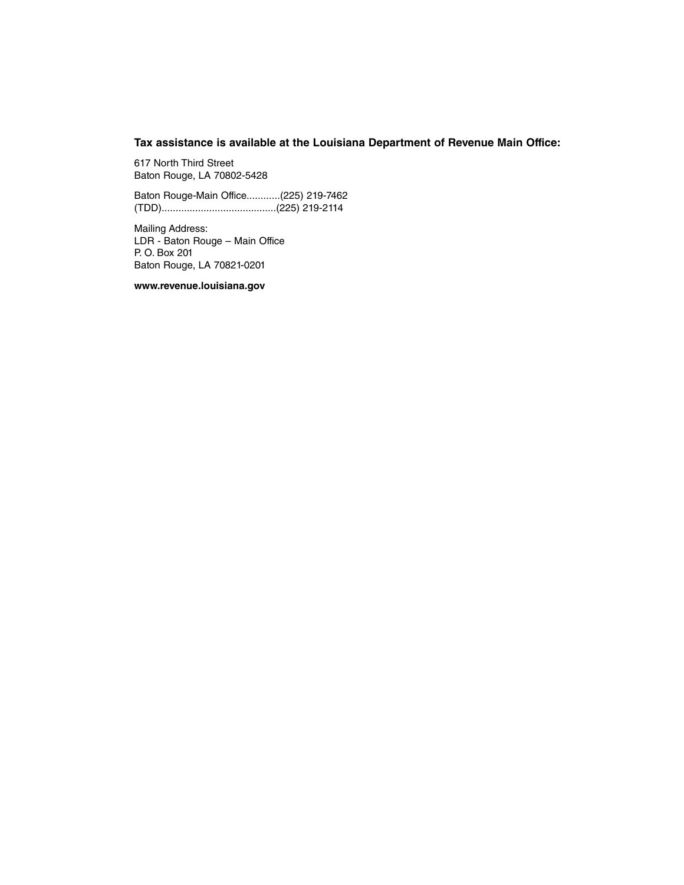**Tax assistance is available at the Louisiana Department of Revenue Main Office:**

617 North Third Street
Baton Rouge, LA 70802-5428

Baton Rouge-Main Office............(225) 219-7462
(TDD).........................................(225) 219-2114

Mailing Address:
LDR - Baton Rouge – Main Office
P. O. Box 201
Baton Rouge, LA 70821-0201

**www.revenue.louisiana.gov**